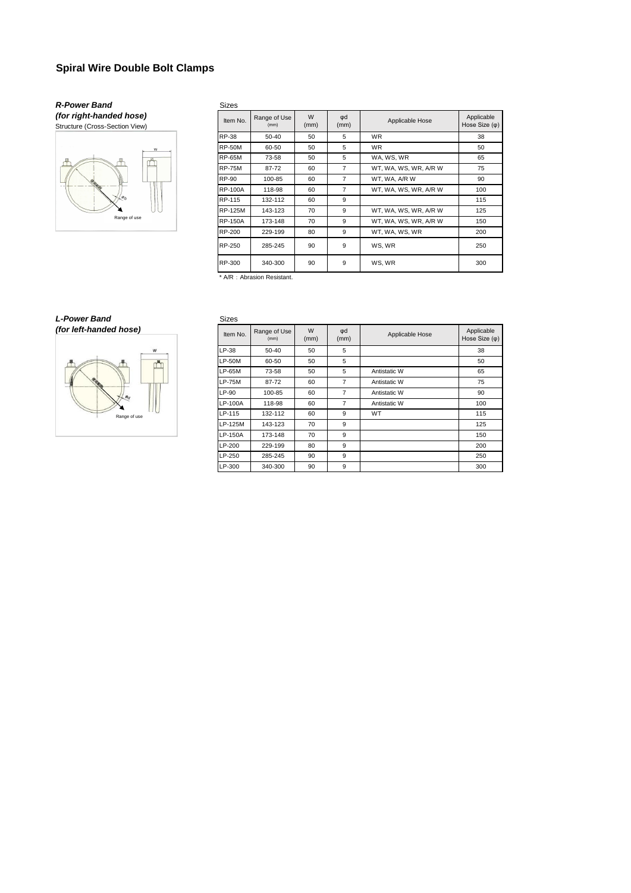# Spiral Wire Double Bolt Clamps

## *R-Power Band*
## *(for right-handed hose)*

Structure (Cross-Section View)

Range of use

Sizes

| Item No. | Range of Use (mm) | W (mm) | φd (mm) | Applicable Hose | Applicable Hose Size (φ) |
|---|---|---|---|---|---|
| RP-38 | 50-40 | 50 | 5 | WR | 38 |
| RP-50M | 60-50 | 50 | 5 | WR | 50 |
| RP-65M | 73-58 | 50 | 5 | WA, WS, WR | 65 |
| RP-75M | 87-72 | 60 | 7 | WT, WA, WS, WR, A/R W | 75 |
| RP-90 | 100-85 | 60 | 7 | WT, WA, A/R W | 90 |
| RP-100A | 118-98 | 60 | 7 | WT, WA, WS, WR, A/R W | 100 |
| RP-115 | 132-112 | 60 | 9 | | 115 |
| RP-125M | 143-123 | 70 | 9 | WT, WA, WS, WR, A/R W | 125 |
| RP-150A | 173-148 | 70 | 9 | WT, WA, WS, WR, A/R W | 150 |
| RP-200 | 229-199 | 80 | 9 | WT, WA, WS, WR | 200 |
| RP-250 | 285-245 | 90 | 9 | WS, WR | 250 |
| RP-300 | 340-300 | 90 | 9 | WS, WR | 300 |

* A/R：Abrasion Resistant.

## *L-Power Band*
## *(for left-handed hose)*

Range of use

Sizes

| Item No. | Range of Use (mm) | W (mm) | φd (mm) | Applicable Hose | Applicable Hose Size (φ) |
|---|---|---|---|---|---|
| LP-38 | 50-40 | 50 | 5 | | 38 |
| LP-50M | 60-50 | 50 | 5 | | 50 |
| LP-65M | 73-58 | 50 | 5 | Antistatic W | 65 |
| LP-75M | 87-72 | 60 | 7 | Antistatic W | 75 |
| LP-90 | 100-85 | 60 | 7 | Antistatic W | 90 |
| LP-100A | 118-98 | 60 | 7 | Antistatic W | 100 |
| LP-115 | 132-112 | 60 | 9 | WT | 115 |
| LP-125M | 143-123 | 70 | 9 | | 125 |
| LP-150A | 173-148 | 70 | 9 | | 150 |
| LP-200 | 229-199 | 80 | 9 | | 200 |
| LP-250 | 285-245 | 90 | 9 | | 250 |
| LP-300 | 340-300 | 90 | 9 | | 300 |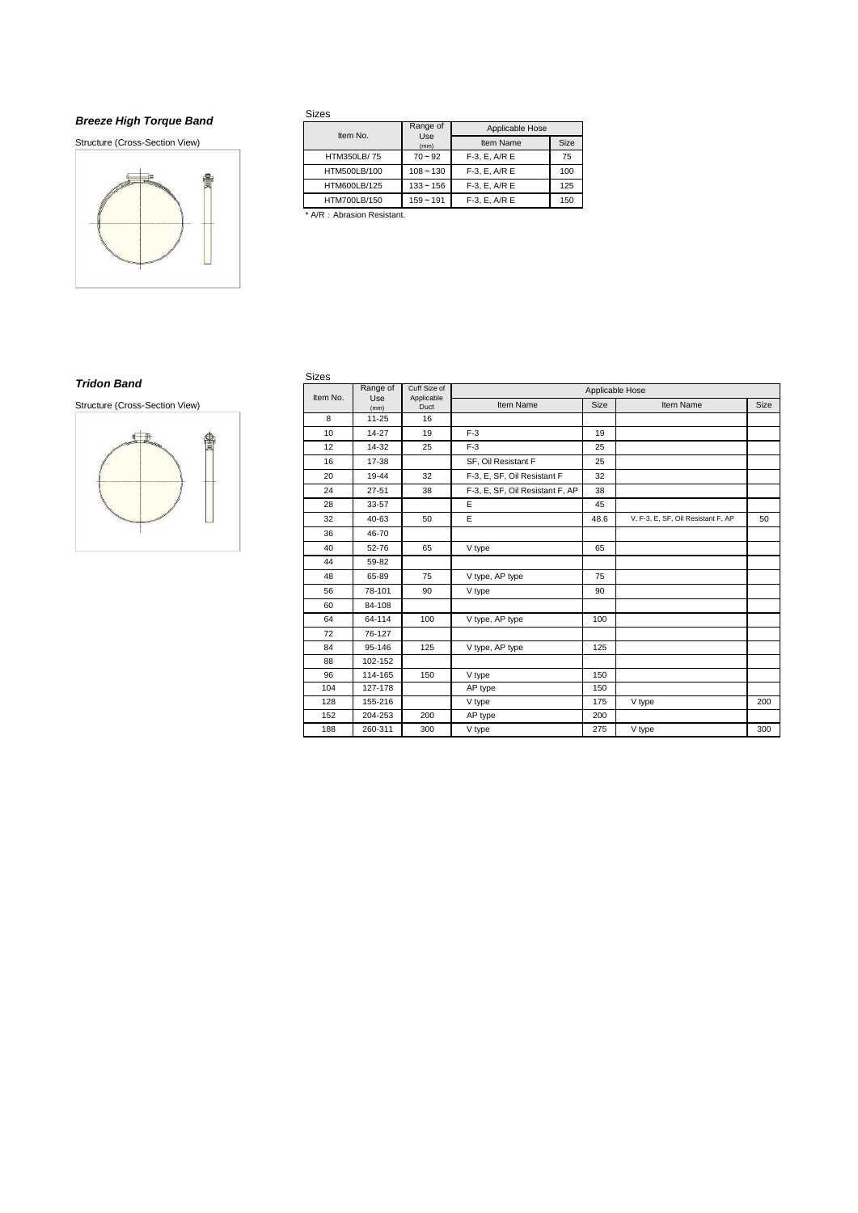### *Breeze High Torque Band*

Structure (Cross-Section View)

Sizes

| Item No. | Range of Use (mm) | Applicable Hose | |
|---|---|---|---|
| | | Item Name | Size |
| HTM350LB/ 75 | 70 ~ 92 | F-3, E, A/R E | 75 |
| HTM500LB/100 | 108 ~ 130 | F-3, E, A/R E | 100 |
| HTM600LB/125 | 133 ~ 156 | F-3, E, A/R E | 125 |
| HTM700LB/150 | 159 ~ 191 | F-3, E, A/R E | 150 |

* A/R：Abrasion Resistant.

### *Tridon Band*

Structure (Cross-Section View)

Sizes

| Item No. | Range of Use (mm) | Cuff Size of Applicable Duct | Applicable Hose | | | |
|---|---|---|---|---|---|---|
| | | | Item Name | Size | Item Name | Size |
| 8 | 11-25 | 16 | | | | |
| 10 | 14-27 | 19 | F-3 | 19 | | |
| 12 | 14-32 | 25 | F-3 | 25 | | |
| 16 | 17-38 | | SF, Oil Resistant F | 25 | | |
| 20 | 19-44 | 32 | F-3, E, SF, Oil Resistant F | 32 | | |
| 24 | 27-51 | 38 | F-3, E, SF, Oil Resistant F, AP | 38 | | |
| 28 | 33-57 | | E | 45 | | |
| 32 | 40-63 | 50 | E | 48.6 | V, F-3, E, SF, Oil Resistant F, AP | 50 |
| 36 | 46-70 | | | | | |
| 40 | 52-76 | 65 | V type | 65 | | |
| 44 | 59-82 | | | | | |
| 48 | 65-89 | 75 | V type, AP type | 75 | | |
| 56 | 78-101 | 90 | V type | 90 | | |
| 60 | 84-108 | | | | | |
| 64 | 64-114 | 100 | V type, AP type | 100 | | |
| 72 | 76-127 | | | | | |
| 84 | 95-146 | 125 | V type, AP type | 125 | | |
| 88 | 102-152 | | | | | |
| 96 | 114-165 | 150 | V type | 150 | | |
| 104 | 127-178 | | AP type | 150 | | |
| 128 | 155-216 | | V type | 175 | V type | 200 |
| 152 | 204-253 | 200 | AP type | 200 | | |
| 188 | 260-311 | 300 | V type | 275 | V type | 300 |